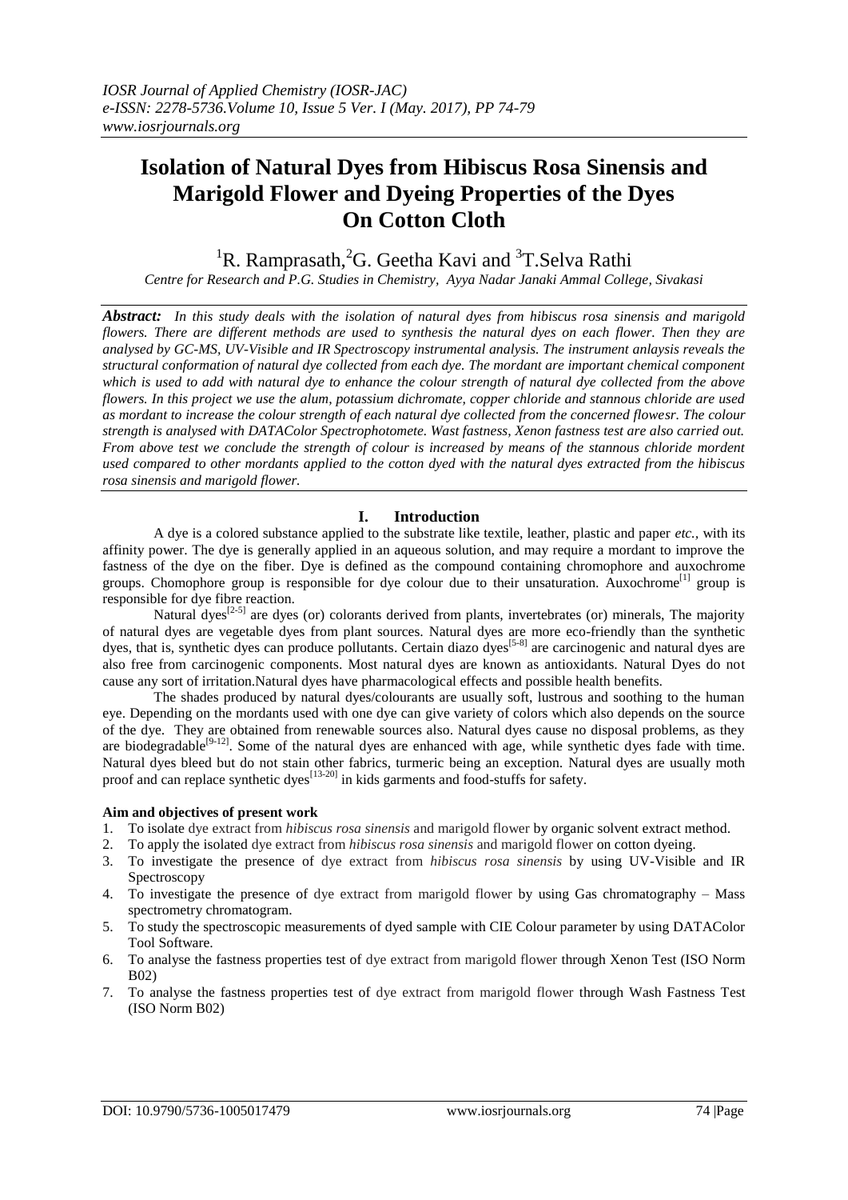# Isolation of Natural Dyes from Hibiscus Rosa Sinensis and Marigold Flower and Dyeing Properties of the Dyes On Cotton Cloth

[1]R. Ramprasath,[2]G. Geetha Kavi and [3]T.Selva Rathi

*Centre for Research and P.G. Studies in Chemistry, Ayya Nadar Janaki Ammal College, Sivakasi*

***Abstract:*** *In this study deals with the isolation of natural dyes from hibiscus rosa sinensis and marigold flowers. There are different methods are used to synthesis the natural dyes on each flower. Then they are analysed by GC-MS, UV-Visible and IR Spectroscopy instrumental analysis. The instrument anlaysis reveals the structural conformation of natural dye collected from each dye. The mordant are important chemical component which is used to add with natural dye to enhance the colour strength of natural dye collected from the above flowers. In this project we use the alum, potassium dichromate, copper chloride and stannous chloride are used as mordant to increase the colour strength of each natural dye collected from the concerned flowesr. The colour strength is analysed with DATAColor Spectrophotomete. Wast fastness, Xenon fastness test are also carried out. From above test we conclude the strength of colour is increased by means of the stannous chloride mordent used compared to other mordants applied to the cotton dyed with the natural dyes extracted from the hibiscus rosa sinensis and marigold flower.*

## I. Introduction

A dye is a colored substance applied to the substrate like textile, leather, plastic and paper *etc.*, with its affinity power. The dye is generally applied in an aqueous solution, and may require a mordant to improve the fastness of the dye on the fiber. Dye is defined as the compound containing chromophore and auxochrome groups. Chomophore group is responsible for dye colour due to their unsaturation. Auxochrome[1] group is responsible for dye fibre reaction.

Natural dyes[2-5] are dyes (or) colorants derived from plants, invertebrates (or) minerals, The majority of natural dyes are vegetable dyes from plant sources. Natural dyes are more eco-friendly than the synthetic dyes, that is, synthetic dyes can produce pollutants. Certain diazo dyes[5-8] are carcinogenic and natural dyes are also free from carcinogenic components. Most natural dyes are known as antioxidants. Natural Dyes do not cause any sort of irritation.Natural dyes have pharmacological effects and possible health benefits.

The shades produced by natural dyes/colourants are usually soft, lustrous and soothing to the human eye. Depending on the mordants used with one dye can give variety of colors which also depends on the source of the dye. They are obtained from renewable sources also. Natural dyes cause no disposal problems, as they are biodegradable[9-12]. Some of the natural dyes are enhanced with age, while synthetic dyes fade with time. Natural dyes bleed but do not stain other fabrics, turmeric being an exception. Natural dyes are usually moth proof and can replace synthetic dyes[13-20] in kids garments and food-stuffs for safety.

**Aim and objectives of present work**

1. To isolate dye extract from *hibiscus rosa sinensis* and marigold flower by organic solvent extract method.
2. To apply the isolated dye extract from *hibiscus rosa sinensis* and marigold flower on cotton dyeing.
3. To investigate the presence of dye extract from *hibiscus rosa sinensis* by using UV-Visible and IR Spectroscopy
4. To investigate the presence of dye extract from marigold flower by using Gas chromatography – Mass spectrometry chromatogram.
5. To study the spectroscopic measurements of dyed sample with CIE Colour parameter by using DATAColor Tool Software.
6. To analyse the fastness properties test of dye extract from marigold flower through Xenon Test (ISO Norm B02)
7. To analyse the fastness properties test of dye extract from marigold flower through Wash Fastness Test (ISO Norm B02)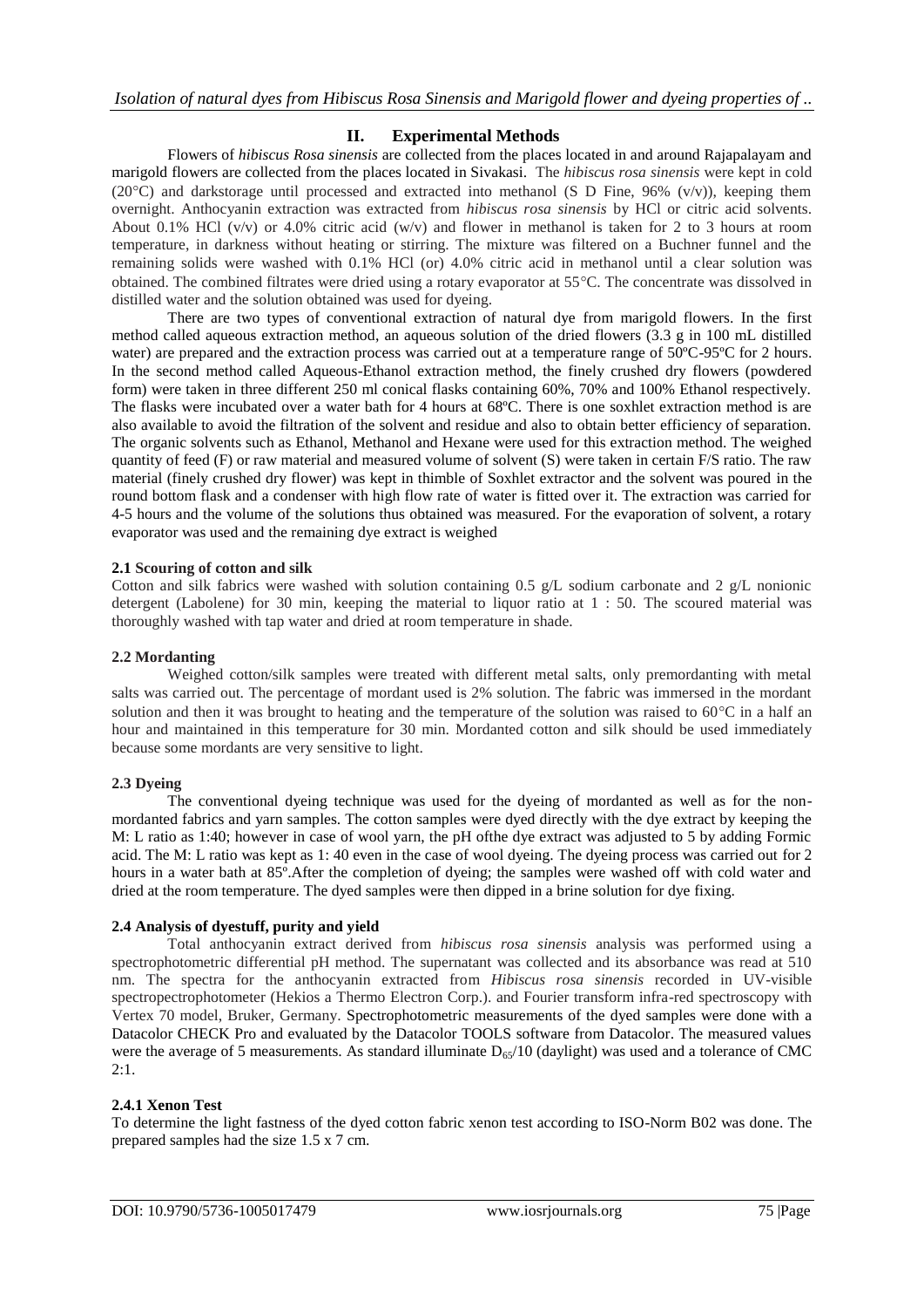## II. Experimental Methods

Flowers of *hibiscus Rosa sinensis* are collected from the places located in and around Rajapalayam and marigold flowers are collected from the places located in Sivakasi. The *hibiscus rosa sinensis* were kept in cold (20°C) and darkstorage until processed and extracted into methanol (S D Fine, 96% (v/v)), keeping them overnight. Anthocyanin extraction was extracted from *hibiscus rosa sinensis* by HCl or citric acid solvents. About 0.1% HCl (v/v) or 4.0% citric acid (w/v) and flower in methanol is taken for 2 to 3 hours at room temperature, in darkness without heating or stirring. The mixture was filtered on a Buchner funnel and the remaining solids were washed with 0.1% HCl (or) 4.0% citric acid in methanol until a clear solution was obtained. The combined filtrates were dried using a rotary evaporator at 55°C. The concentrate was dissolved in distilled water and the solution obtained was used for dyeing.

There are two types of conventional extraction of natural dye from marigold flowers. In the first method called aqueous extraction method, an aqueous solution of the dried flowers (3.3 g in 100 mL distilled water) are prepared and the extraction process was carried out at a temperature range of 50ºC-95ºC for 2 hours. In the second method called Aqueous-Ethanol extraction method, the finely crushed dry flowers (powdered form) were taken in three different 250 ml conical flasks containing 60%, 70% and 100% Ethanol respectively. The flasks were incubated over a water bath for 4 hours at 68ºC. There is one soxhlet extraction method is are also available to avoid the filtration of the solvent and residue and also to obtain better efficiency of separation. The organic solvents such as Ethanol, Methanol and Hexane were used for this extraction method. The weighed quantity of feed (F) or raw material and measured volume of solvent (S) were taken in certain F/S ratio. The raw material (finely crushed dry flower) was kept in thimble of Soxhlet extractor and the solvent was poured in the round bottom flask and a condenser with high flow rate of water is fitted over it. The extraction was carried for 4-5 hours and the volume of the solutions thus obtained was measured. For the evaporation of solvent, a rotary evaporator was used and the remaining dye extract is weighed

### 2.1 Scouring of cotton and silk

Cotton and silk fabrics were washed with solution containing 0.5 g/L sodium carbonate and 2 g/L nonionic detergent (Labolene) for 30 min, keeping the material to liquor ratio at 1 : 50. The scoured material was thoroughly washed with tap water and dried at room temperature in shade.

### 2.2 Mordanting

Weighed cotton/silk samples were treated with different metal salts, only premordanting with metal salts was carried out. The percentage of mordant used is 2% solution. The fabric was immersed in the mordant solution and then it was brought to heating and the temperature of the solution was raised to 60°C in a half an hour and maintained in this temperature for 30 min. Mordanted cotton and silk should be used immediately because some mordants are very sensitive to light.

### 2.3 Dyeing

The conventional dyeing technique was used for the dyeing of mordanted as well as for the non-mordanted fabrics and yarn samples. The cotton samples were dyed directly with the dye extract by keeping the M: L ratio as 1:40; however in case of wool yarn, the pH ofthe dye extract was adjusted to 5 by adding Formic acid. The M: L ratio was kept as 1: 40 even in the case of wool dyeing. The dyeing process was carried out for 2 hours in a water bath at 85º.After the completion of dyeing; the samples were washed off with cold water and dried at the room temperature. The dyed samples were then dipped in a brine solution for dye fixing.

### 2.4 Analysis of dyestuff, purity and yield

Total anthocyanin extract derived from *hibiscus rosa sinensis* analysis was performed using a spectrophotometric differential pH method. The supernatant was collected and its absorbance was read at 510 nm. The spectra for the anthocyanin extracted from *Hibiscus rosa sinensis* recorded in UV-visible spectropectrophotometer (Hekios a Thermo Electron Corp.). and Fourier transform infra-red spectroscopy with Vertex 70 model, Bruker, Germany. Spectrophotometric measurements of the dyed samples were done with a Datacolor CHECK Pro and evaluated by the Datacolor TOOLS software from Datacolor. The measured values were the average of 5 measurements. As standard illuminate $D_{65}/10$ (daylight) was used and a tolerance of CMC 2:1.

#### 2.4.1 Xenon Test

To determine the light fastness of the dyed cotton fabric xenon test according to ISO-Norm B02 was done. The prepared samples had the size 1.5 x 7 cm.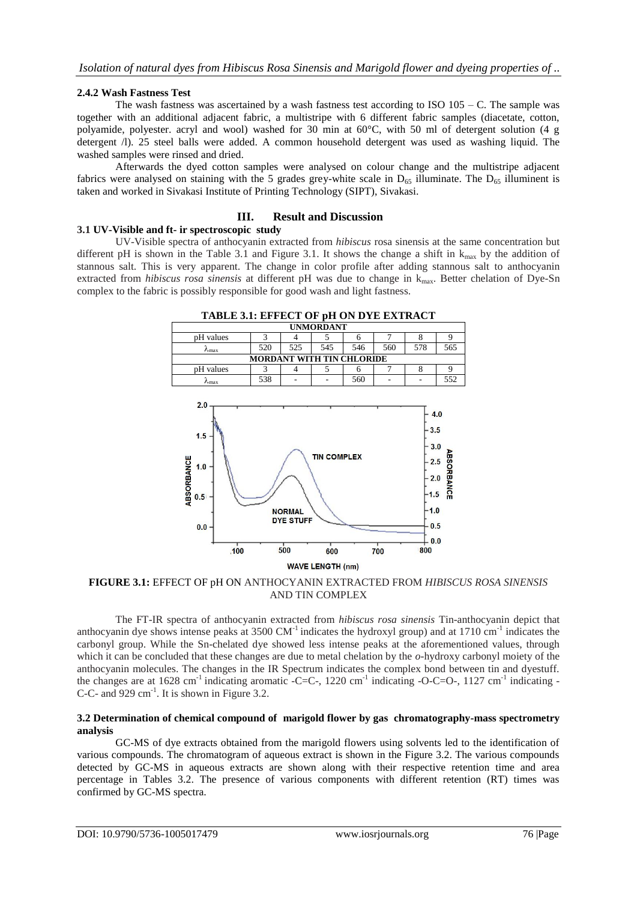#### 2.4.2 Wash Fastness Test

The wash fastness was ascertained by a wash fastness test according to ISO 105 – C. The sample was together with an additional adjacent fabric, a multistripe with 6 different fabric samples (diacetate, cotton, polyamide, polyester. acryl and wool) washed for 30 min at 60°C, with 50 ml of detergent solution (4 g detergent /l). 25 steel balls were added. A common household detergent was used as washing liquid. The washed samples were rinsed and dried.

Afterwards the dyed cotton samples were analysed on colour change and the multistripe adjacent fabrics were analysed on staining with the 5 grades grey-white scale in $D_{65}$ illuminate. The $D_{65}$ illuminent is taken and worked in Sivakasi Institute of Printing Technology (SIPT), Sivakasi.

## III. Result and Discussion

### 3.1 UV-Visible and ft- ir spectroscopic study

UV-Visible spectra of anthocyanin extracted from *hibiscus* rosa sinensis at the same concentration but different pH is shown in the Table 3.1 and Figure 3.1. It shows the change a shift in $k_{max}$ by the addition of stannous salt. This is very apparent. The change in color profile after adding stannous salt to anthocyanin extracted from *hibiscus rosa sinensis* at different pH was due to change in $k_{max}$. Better chelation of Dye-Sn complex to the fabric is possibly responsible for good wash and light fastness.

**TABLE 3.1: EFFECT OF pH ON DYE EXTRACT**

| **UNMORDANT** | | | | | | | |
|---|---|---|---|---|---|---|---|
| pH values | 3 | 4 | 5 | 6 | 7 | 8 | 9 |
| $\lambda_{max}$ | 520 | 525 | 545 | 546 | 560 | 578 | 565 |
| **MORDANT WITH TIN CHLORIDE** | | | | | | | |
| pH values | 3 | 4 | 5 | 6 | 7 | 8 | 9 |
| $\lambda_{max}$ | 538 | - | - | 560 | - | - | 552 |

**FIGURE 3.1:** EFFECT OF pH ON ANTHOCYANIN EXTRACTED FROM *HIBISCUS ROSA SINENSIS* AND TIN COMPLEX

The FT-IR spectra of anthocyanin extracted from *hibiscus rosa sinensis* Tin-anthocyanin depict that anthocyanin dye shows intense peaks at 3500 $CM^{-1}$ indicates the hydroxyl group) and at 1710 $cm^{-1}$ indicates the carbonyl group. While the Sn-chelated dye showed less intense peaks at the aforementioned values, through which it can be concluded that these changes are due to metal chelation by the *o*-hydroxy carbonyl moiety of the anthocyanin molecules. The changes in the IR Spectrum indicates the complex bond between tin and dyestuff. the changes are at 1628 $cm^{-1}$ indicating aromatic -C=C-, 1220 $cm^{-1}$ indicating -O-C=O-, 1127 $cm^{-1}$ indicating -C-C- and 929 $cm^{-1}$. It is shown in Figure 3.2.

### 3.2 Determination of chemical compound of marigold flower by gas chromatography-mass spectrometry analysis

GC-MS of dye extracts obtained from the marigold flowers using solvents led to the identification of various compounds. The chromatogram of aqueous extract is shown in the Figure 3.2. The various compounds detected by GC-MS in aqueous extracts are shown along with their respective retention time and area percentage in Tables 3.2. The presence of various components with different retention (RT) times was confirmed by GC-MS spectra.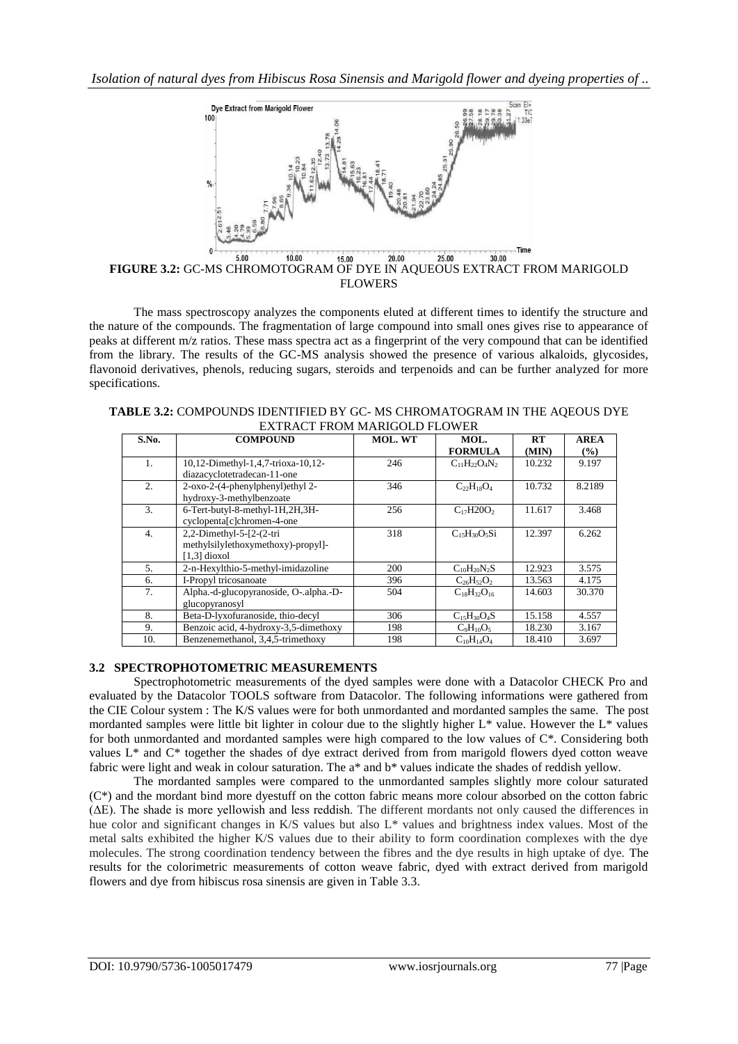**FIGURE 3.2:** GC-MS CHROMOTOGRAM OF DYE IN AQUEOUS EXTRACT FROM MARIGOLD FLOWERS

The mass spectroscopy analyzes the components eluted at different times to identify the structure and the nature of the compounds. The fragmentation of large compound into small ones gives rise to appearance of peaks at different m/z ratios. These mass spectra act as a fingerprint of the very compound that can be identified from the library. The results of the GC-MS analysis showed the presence of various alkaloids, glycosides, flavonoid derivatives, phenols, reducing sugars, steroids and terpenoids and can be further analyzed for more specifications.

**TABLE 3.2:** COMPOUNDS IDENTIFIED BY GC- MS CHROMATOGRAM IN THE AQEOUS DYE EXTRACT FROM MARIGOLD FLOWER

| S.No. | COMPOUND | MOL. WT | MOL. FORMULA | RT (MIN) | AREA (%) |
|---|---|---|---|---|---|
| 1. | 10,12-Dimethyl-1,4,7-trioxa-10,12-diazacyclotetradecan-11-one | 246 | $C_{11}H_{22}O_4N_2$ | 10.232 | 9.197 |
| 2. | 2-oxo-2-(4-phenylphenyl)ethyl 2-hydroxy-3-methylbenzoate | 346 | $C_{22}H_{18}O_4$ | 10.732 | 8.2189 |
| 3. | 6-Tert-butyl-8-methyl-1H,2H,3H-cyclopenta[c]chromen-4-one | 256 | $C_{17}H20O_2$ | 11.617 | 3.468 |
| 4. | 2,2-Dimethyl-5-[2-(2-tri methylsilylethoxymethoxy)-propyl]-[1,3] dioxol | 318 | $C_{15}H_{30}O_5Si$ | 12.397 | 6.262 |
| 5. | 2-n-Hexylthio-5-methyl-imidazoline | 200 | $C_{10}H_{20}N_2S$ | 12.923 | 3.575 |
| 6. | I-Propyl tricosanoate | 396 | $C_{26}H_{52}O_2$ | 13.563 | 4.175 |
| 7. | Alpha.-d-glucopyranoside, O-.alpha.-D-glucopyranosyl | 504 | $C_{18}H_{32}O_{16}$ | 14.603 | 30.370 |
| 8. | Beta-D-lyxofuranoside, thio-decyl | 306 | $C_{15}H_{30}O_4S$ | 15.158 | 4.557 |
| 9. | Benzoic acid, 4-hydroxy-3,5-dimethoxy | 198 | $C_9H_{10}O_5$ | 18.230 | 3.167 |
| 10. | Benzenemethanol, 3,4,5-trimethoxy | 198 | $C_{10}H_{14}O_4$ | 18.410 | 3.697 |

### 3.2 SPECTROPHOTOMETRIC MEASUREMENTS

Spectrophotometric measurements of the dyed samples were done with a Datacolor CHECK Pro and evaluated by the Datacolor TOOLS software from Datacolor. The following informations were gathered from the CIE Colour system : The K/S values were for both unmordanted and mordanted samples the same. The post mordanted samples were little bit lighter in colour due to the slightly higher L* value. However the L* values for both unmordanted and mordanted samples were high compared to the low values of C*. Considering both values L* and C* together the shades of dye extract derived from from marigold flowers dyed cotton weave fabric were light and weak in colour saturation. The a* and b* values indicate the shades of reddish yellow.

The mordanted samples were compared to the unmordanted samples slightly more colour saturated (C*) and the mordant bind more dyestuff on the cotton fabric means more colour absorbed on the cotton fabric (ΔE). The shade is more yellowish and less reddish. The different mordants not only caused the differences in hue color and significant changes in K/S values but also L* values and brightness index values. Most of the metal salts exhibited the higher K/S values due to their ability to form coordination complexes with the dye molecules. The strong coordination tendency between the fibres and the dye results in high uptake of dye. The results for the colorimetric measurements of cotton weave fabric, dyed with extract derived from marigold flowers and dye from hibiscus rosa sinensis are given in Table 3.3.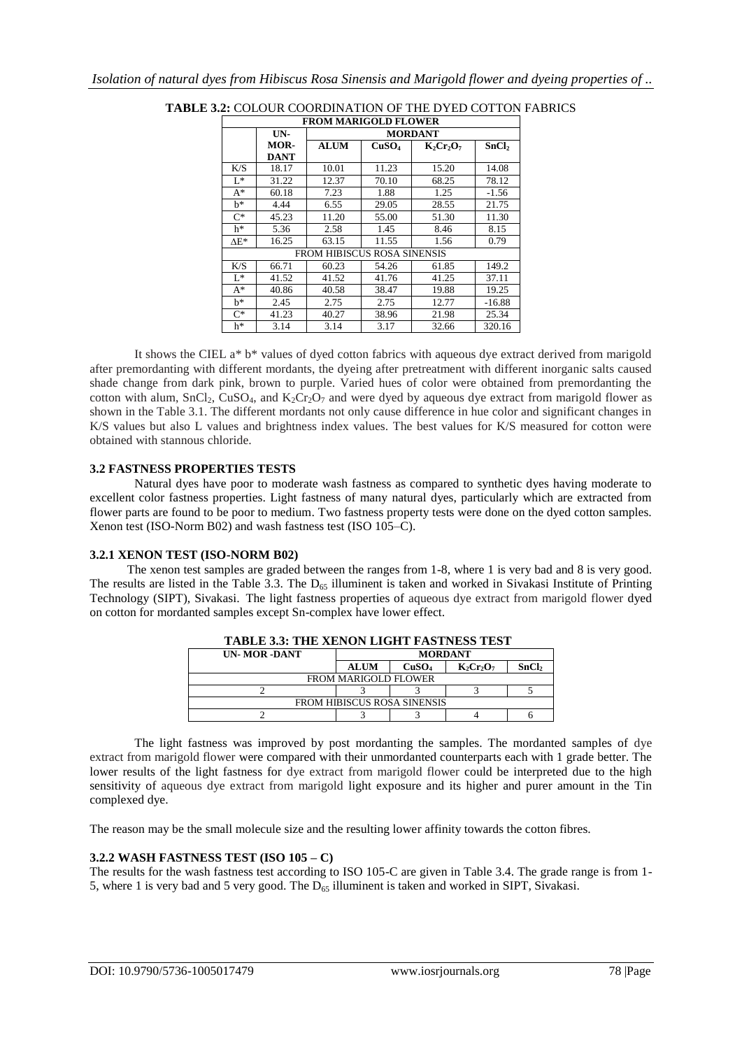**TABLE 3.2:** COLOUR COORDINATION OF THE DYED COTTON FABRICS

| | UN-MOR-DANT | MORDANT | | | |
|---|---|---|---|---|---|
| | | **ALUM** | **$CuSO_4$** | **$K_2Cr_2O_7$** | **$SnCl_2$** |
| **FROM MARIGOLD FLOWER** | | | | | |
| K/S | 18.17 | 10.01 | 11.23 | 15.20 | 14.08 |
| L* | 31.22 | 12.37 | 70.10 | 68.25 | 78.12 |
| A* | 60.18 | 7.23 | 1.88 | 1.25 | -1.56 |
| b* | 4.44 | 6.55 | 29.05 | 28.55 | 21.75 |
| C* | 45.23 | 11.20 | 55.00 | 51.30 | 11.30 |
| h* | 5.36 | 2.58 | 1.45 | 8.46 | 8.15 |
| ΔE* | 16.25 | 63.15 | 11.55 | 1.56 | 0.79 |
| **FROM HIBISCUS ROSA SINENSIS** | | | | | |
| K/S | 66.71 | 60.23 | 54.26 | 61.85 | 149.2 |
| L* | 41.52 | 41.52 | 41.76 | 41.25 | 37.11 |
| A* | 40.86 | 40.58 | 38.47 | 19.88 | 19.25 |
| b* | 2.45 | 2.75 | 2.75 | 12.77 | -16.88 |
| C* | 41.23 | 40.27 | 38.96 | 21.98 | 25.34 |
| h* | 3.14 | 3.14 | 3.17 | 32.66 | 320.16 |

It shows the CIEL a* b* values of dyed cotton fabrics with aqueous dye extract derived from marigold after premordanting with different mordants, the dyeing after pretreatment with different inorganic salts caused shade change from dark pink, brown to purple. Varied hues of color were obtained from premordanting the cotton with alum, $SnCl_2$, $CuSO_4$, and $K_2Cr_2O_7$ and were dyed by aqueous dye extract from marigold flower as shown in the Table 3.1. The different mordants not only cause difference in hue color and significant changes in K/S values but also L values and brightness index values. The best values for K/S measured for cotton were obtained with stannous chloride.

### 3.2 FASTNESS PROPERTIES TESTS

Natural dyes have poor to moderate wash fastness as compared to synthetic dyes having moderate to excellent color fastness properties. Light fastness of many natural dyes, particularly which are extracted from flower parts are found to be poor to medium. Two fastness property tests were done on the dyed cotton samples. Xenon test (ISO-Norm B02) and wash fastness test (ISO 105–C).

#### 3.2.1 XENON TEST (ISO-NORM B02)

The xenon test samples are graded between the ranges from 1-8, where 1 is very bad and 8 is very good. The results are listed in the Table 3.3. The $D_{65}$ illuminent is taken and worked in Sivakasi Institute of Printing Technology (SIPT), Sivakasi. The light fastness properties of aqueous dye extract from marigold flower dyed on cotton for mordanted samples except Sn-complex have lower effect.

**TABLE 3.3: THE XENON LIGHT FASTNESS TEST**

| UN- MOR -DANT | MORDANT | | | |
|---|---|---|---|---|
| | **ALUM** | **$CuSO_4$** | **$K_2Cr_2O_7$** | **$SnCl_2$** |
| FROM MARIGOLD FLOWER | | | | |
| 2 | 3 | 3 | 3 | 5 |
| FROM HIBISCUS ROSA SINENSIS | | | | |
| 2 | 3 | 3 | 4 | 6 |

The light fastness was improved by post mordanting the samples. The mordanted samples of dye extract from marigold flower were compared with their unmordanted counterparts each with 1 grade better. The lower results of the light fastness for dye extract from marigold flower could be interpreted due to the high sensitivity of aqueous dye extract from marigold light exposure and its higher and purer amount in the Tin complexed dye.

The reason may be the small molecule size and the resulting lower affinity towards the cotton fibres.

#### 3.2.2 WASH FASTNESS TEST (ISO 105 – C)

The results for the wash fastness test according to ISO 105-C are given in Table 3.4. The grade range is from 1-5, where 1 is very bad and 5 very good. The $D_{65}$ illuminent is taken and worked in SIPT, Sivakasi.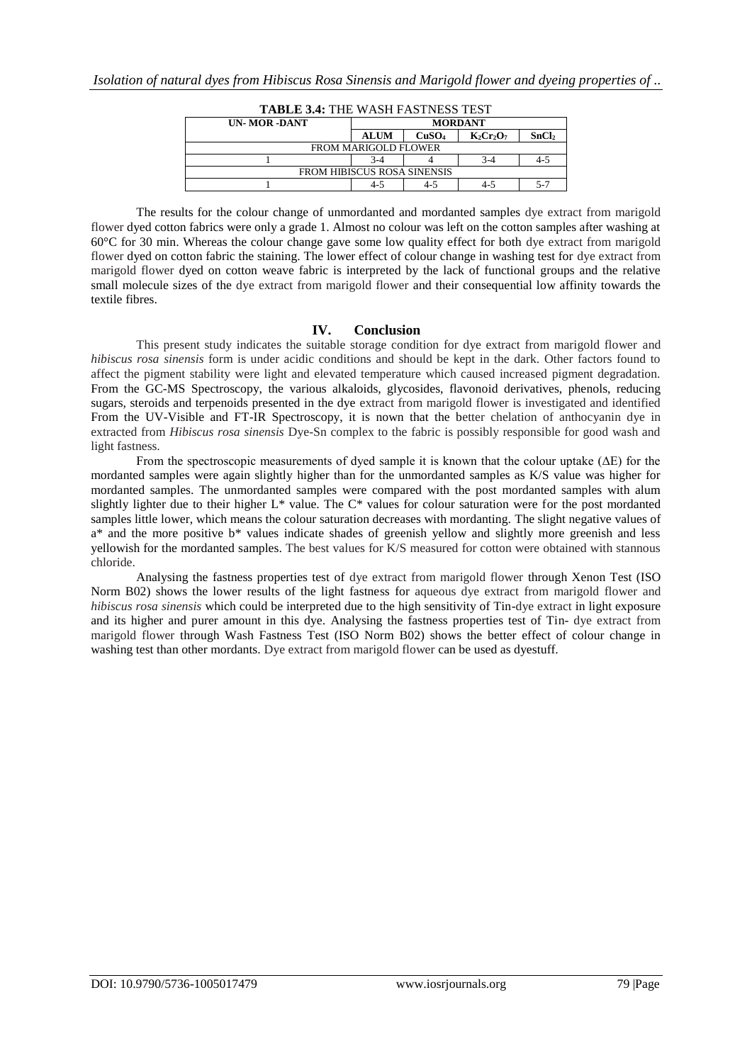**TABLE 3.4:** THE WASH FASTNESS TEST

| UN- MOR -DANT | MORDANT | | | |
|---|---|---|---|---|
| | ALUM | $CuSO_4$ | $K_2Cr_2O_7$ | $SnCl_2$ |
| FROM MARIGOLD FLOWER | | | | |
| 1 | 3-4 | 4 | 3-4 | 4-5 |
| FROM HIBISCUS ROSA SINENSIS | | | | |
| 1 | 4-5 | 4-5 | 4-5 | 5-7 |

The results for the colour change of unmordanted and mordanted samples dye extract from marigold flower dyed cotton fabrics were only a grade 1. Almost no colour was left on the cotton samples after washing at 60°C for 30 min. Whereas the colour change gave some low quality effect for both dye extract from marigold flower dyed on cotton fabric the staining. The lower effect of colour change in washing test for dye extract from marigold flower dyed on cotton weave fabric is interpreted by the lack of functional groups and the relative small molecule sizes of the dye extract from marigold flower and their consequential low affinity towards the textile fibres.

## IV. Conclusion

This present study indicates the suitable storage condition for dye extract from marigold flower and *hibiscus rosa sinensis* form is under acidic conditions and should be kept in the dark. Other factors found to affect the pigment stability were light and elevated temperature which caused increased pigment degradation. From the GC-MS Spectroscopy, the various alkaloids, glycosides, flavonoid derivatives, phenols, reducing sugars, steroids and terpenoids presented in the dye extract from marigold flower is investigated and identified From the UV-Visible and FT-IR Spectroscopy, it is nown that the better chelation of anthocyanin dye in extracted from *Hibiscus rosa sinensis* Dye-Sn complex to the fabric is possibly responsible for good wash and light fastness.

From the spectroscopic measurements of dyed sample it is known that the colour uptake (ΔE) for the mordanted samples were again slightly higher than for the unmordanted samples as K/S value was higher for mordanted samples. The unmordanted samples were compared with the post mordanted samples with alum slightly lighter due to their higher L* value. The C* values for colour saturation were for the post mordanted samples little lower, which means the colour saturation decreases with mordanting. The slight negative values of a* and the more positive b* values indicate shades of greenish yellow and slightly more greenish and less yellowish for the mordanted samples. The best values for K/S measured for cotton were obtained with stannous chloride.

Analysing the fastness properties test of dye extract from marigold flower through Xenon Test (ISO Norm B02) shows the lower results of the light fastness for aqueous dye extract from marigold flower and *hibiscus rosa sinensis* which could be interpreted due to the high sensitivity of Tin-dye extract in light exposure and its higher and purer amount in this dye. Analysing the fastness properties test of Tin- dye extract from marigold flower through Wash Fastness Test (ISO Norm B02) shows the better effect of colour change in washing test than other mordants. Dye extract from marigold flower can be used as dyestuff.